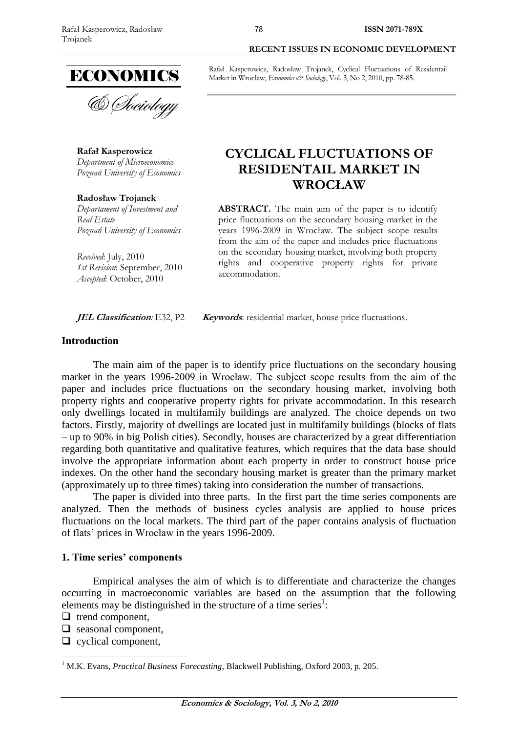RECENT ISSUES IN ECONOMIC DEVELOPMENT

Rafał Kasperowicz, Radosław Trojanek, Cyclical Fluctuations of Residentail Market in Wrocław, *Economics & Sociology*, Vol. 3, No 2, 2010, pp. 78-85.

**Rafał Kasperowicz**
*Department of Microeconomics*
*Poznań University of Economics*

**Radosław Trojanek**
*Departament of Investment and Real Estate*
*Poznań University of Economics*

*Received*: July, 2010
*1st Revision*: September, 2010
*Accepted*: October, 2010

# CYCLICAL FLUCTUATIONS OF RESIDENTAIL MARKET IN WROCŁAW

**ABSTRACT.** The main aim of the paper is to identify price fluctuations on the secondary housing market in the years 1996-2009 in Wrocław. The subject scope results from the aim of the paper and includes price fluctuations on the secondary housing market, involving both property rights and cooperative property rights for private accommodation.

***JEL Classification:*** E32, P2 ***Keywords***: residential market, house price fluctuations.

## Introduction

The main aim of the paper is to identify price fluctuations on the secondary housing market in the years 1996-2009 in Wrocław. The subject scope results from the aim of the paper and includes price fluctuations on the secondary housing market, involving both property rights and cooperative property rights for private accommodation. In this research only dwellings located in multifamily buildings are analyzed. The choice depends on two factors. Firstly, majority of dwellings are located just in multifamily buildings (blocks of flats – up to 90% in big Polish cities). Secondly, houses are characterized by a great differentiation regarding both quantitative and qualitative features, which requires that the data base should involve the appropriate information about each property in order to construct house price indexes. On the other hand the secondary housing market is greater than the primary market (approximately up to three times) taking into consideration the number of transactions.

The paper is divided into three parts. In the first part the time series components are analyzed. Then the methods of business cycles analysis are applied to house prices fluctuations on the local markets. The third part of the paper contains analysis of fluctuation of flats' prices in Wrocław in the years 1996-2009.

## 1. Time series' components

Empirical analyses the aim of which is to differentiate and characterize the changes occurring in macroeconomic variables are based on the assumption that the following elements may be distinguished in the structure of a time series[1]:

- trend component,
- seasonal component,
- cyclical component,

[1] M.K. Evans, *Practical Business Forecasting*, Blackwell Publishing, Oxford 2003, p. 205.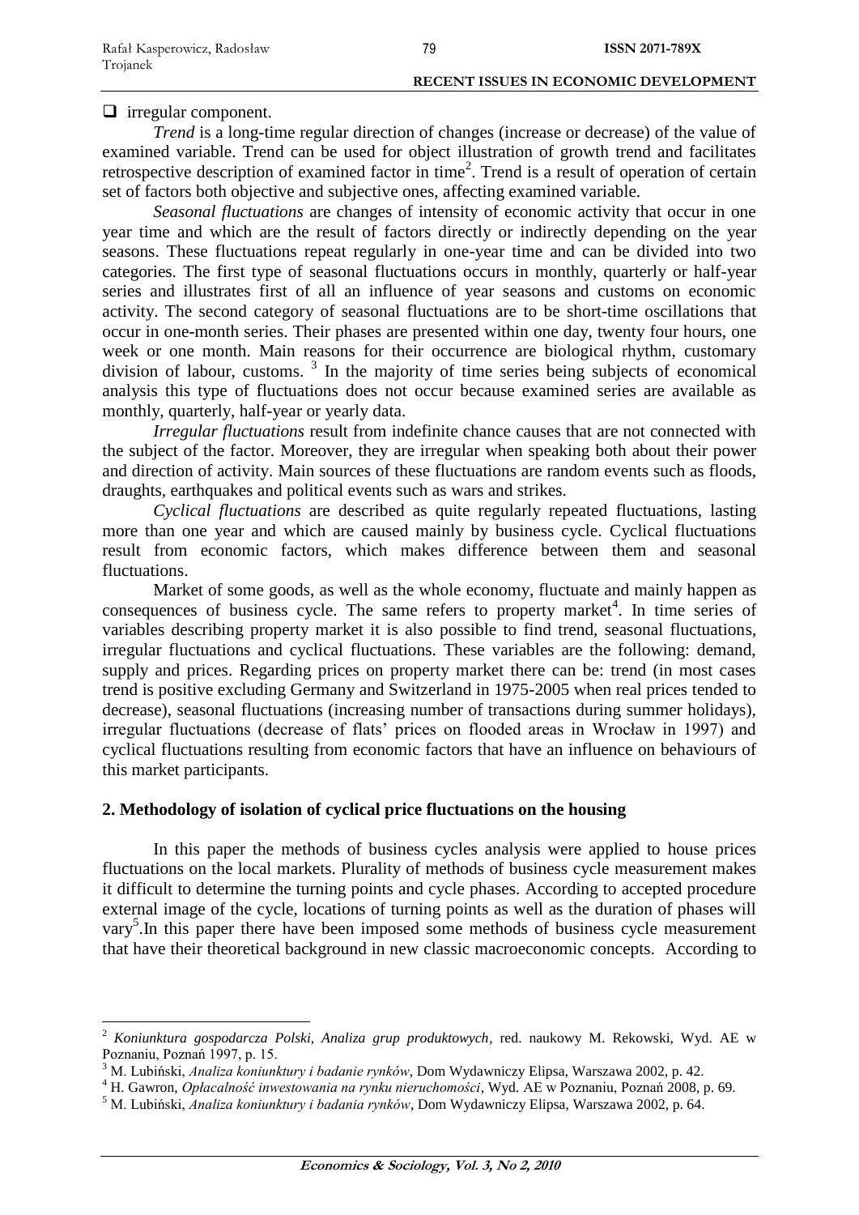- irregular component.

*Trend* is a long-time regular direction of changes (increase or decrease) of the value of examined variable. Trend can be used for object illustration of growth trend and facilitates retrospective description of examined factor in time[2]. Trend is a result of operation of certain set of factors both objective and subjective ones, affecting examined variable.

*Seasonal fluctuations* are changes of intensity of economic activity that occur in one year time and which are the result of factors directly or indirectly depending on the year seasons. These fluctuations repeat regularly in one-year time and can be divided into two categories. The first type of seasonal fluctuations occurs in monthly, quarterly or half-year series and illustrates first of all an influence of year seasons and customs on economic activity. The second category of seasonal fluctuations are to be short-time oscillations that occur in one-month series. Their phases are presented within one day, twenty four hours, one week or one month. Main reasons for their occurrence are biological rhythm, customary division of labour, customs. [3] In the majority of time series being subjects of economical analysis this type of fluctuations does not occur because examined series are available as monthly, quarterly, half-year or yearly data.

*Irregular fluctuations* result from indefinite chance causes that are not connected with the subject of the factor. Moreover, they are irregular when speaking both about their power and direction of activity. Main sources of these fluctuations are random events such as floods, draughts, earthquakes and political events such as wars and strikes.

*Cyclical fluctuations* are described as quite regularly repeated fluctuations, lasting more than one year and which are caused mainly by business cycle. Cyclical fluctuations result from economic factors, which makes difference between them and seasonal fluctuations.

Market of some goods, as well as the whole economy, fluctuate and mainly happen as consequences of business cycle. The same refers to property market[4]. In time series of variables describing property market it is also possible to find trend, seasonal fluctuations, irregular fluctuations and cyclical fluctuations. These variables are the following: demand, supply and prices. Regarding prices on property market there can be: trend (in most cases trend is positive excluding Germany and Switzerland in 1975-2005 when real prices tended to decrease), seasonal fluctuations (increasing number of transactions during summer holidays), irregular fluctuations (decrease of flats' prices on flooded areas in Wrocław in 1997) and cyclical fluctuations resulting from economic factors that have an influence on behaviours of this market participants.

## 2. Methodology of isolation of cyclical price fluctuations on the housing

In this paper the methods of business cycles analysis were applied to house prices fluctuations on the local markets. Plurality of methods of business cycle measurement makes it difficult to determine the turning points and cycle phases. According to accepted procedure external image of the cycle, locations of turning points as well as the duration of phases will vary[5]. In this paper there have been imposed some methods of business cycle measurement that have their theoretical background in new classic macroeconomic concepts. According to

---

[2] *Koniunktura gospodarcza Polski, Analiza grup produktowych*, red. naukowy M. Rekowski, Wyd. AE w Poznaniu, Poznań 1997, p. 15.

[3] M. Lubiński, *Analiza koniunktury i badanie rynków*, Dom Wydawniczy Elipsa, Warszawa 2002, p. 42.

[4] H. Gawron, *Opłacalność inwestowania na rynku nieruchomości*, Wyd. AE w Poznaniu, Poznań 2008, p. 69.

[5] M. Lubiński, *Analiza koniunktury i badania rynków*, Dom Wydawniczy Elipsa, Warszawa 2002, p. 64.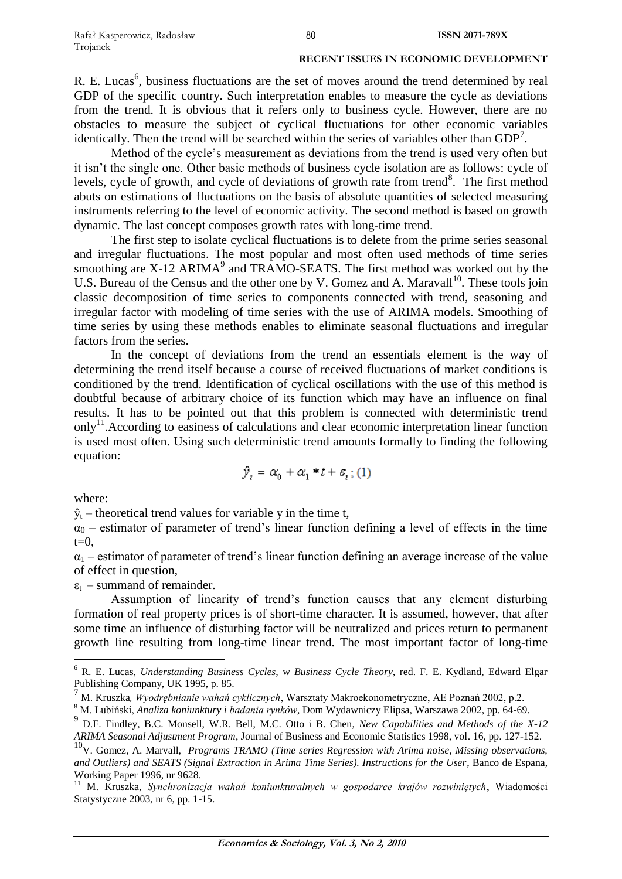R. E. Lucas[6], business fluctuations are the set of moves around the trend determined by real GDP of the specific country. Such interpretation enables to measure the cycle as deviations from the trend. It is obvious that it refers only to business cycle. However, there are no obstacles to measure the subject of cyclical fluctuations for other economic variables identically. Then the trend will be searched within the series of variables other than GDP[7].

Method of the cycle's measurement as deviations from the trend is used very often but it isn't the single one. Other basic methods of business cycle isolation are as follows: cycle of levels, cycle of growth, and cycle of deviations of growth rate from trend[8]. The first method abuts on estimations of fluctuations on the basis of absolute quantities of selected measuring instruments referring to the level of economic activity. The second method is based on growth dynamic. The last concept composes growth rates with long-time trend.

The first step to isolate cyclical fluctuations is to delete from the prime series seasonal and irregular fluctuations. The most popular and most often used methods of time series smoothing are X-12 ARIMA[9] and TRAMO-SEATS. The first method was worked out by the U.S. Bureau of the Census and the other one by V. Gomez and A. Maravall[10]. These tools join classic decomposition of time series to components connected with trend, seasoning and irregular factor with modeling of time series with the use of ARIMA models. Smoothing of time series by using these methods enables to eliminate seasonal fluctuations and irregular factors from the series.

In the concept of deviations from the trend an essentials element is the way of determining the trend itself because a course of received fluctuations of market conditions is conditioned by the trend. Identification of cyclical oscillations with the use of this method is doubtful because of arbitrary choice of its function which may have an influence on final results. It has to be pointed out that this problem is connected with deterministic trend only[11]. According to easiness of calculations and clear economic interpretation linear function is used most often. Using such deterministic trend amounts formally to finding the following equation:

$$\hat{y}_t = \alpha_0 + \alpha_1 * t + \varepsilon_t ; (1)$$

where:

$\hat{y}_t$ – theoretical trend values for variable y in the time t,

$\alpha_0$ – estimator of parameter of trend's linear function defining a level of effects in the time $t=0$,

$\alpha_1$ – estimator of parameter of trend's linear function defining an average increase of the value of effect in question,

$\varepsilon_t$ – summand of remainder.

Assumption of linearity of trend's function causes that any element disturbing formation of real property prices is of short-time character. It is assumed, however, that after some time an influence of disturbing factor will be neutralized and prices return to permanent growth line resulting from long-time linear trend. The most important factor of long-time

---

[6] R. E. Lucas, *Understanding Business Cycles*, w *Business Cycle Theory*, red. F. E. Kydland, Edward Elgar Publishing Company, UK 1995, p. 85.

[7] M. Kruszka*, Wyodrębnianie wahań cyklicznych*, Warsztaty Makroekonometryczne, AE Poznań 2002, p.2.

[8] M. Lubiński, *Analiza koniunktury i badania rynków*, Dom Wydawniczy Elipsa, Warszawa 2002, pp. 64-69.

[9] D.F. Findley, B.C. Monsell, W.R. Bell, M.C. Otto i B. Chen, *New Capabilities and Methods of the X-12 ARIMA Seasonal Adjustment Program*, Journal of Business and Economic Statistics 1998, vol. 16, pp. 127-152.

[10] V. Gomez, A. Marvall, *Programs TRAMO (Time series Regression with Arima noise, Missing observations, and Outliers) and SEATS (Signal Extraction in Arima Time Series). Instructions for the User*, Banco de Espana, Working Paper 1996, nr 9628.

[11] M. Kruszka, *Synchronizacja wahań koniunkturalnych w gospodarce krajów rozwiniętych*, Wiadomości Statystyczne 2003, nr 6, pp. 1-15.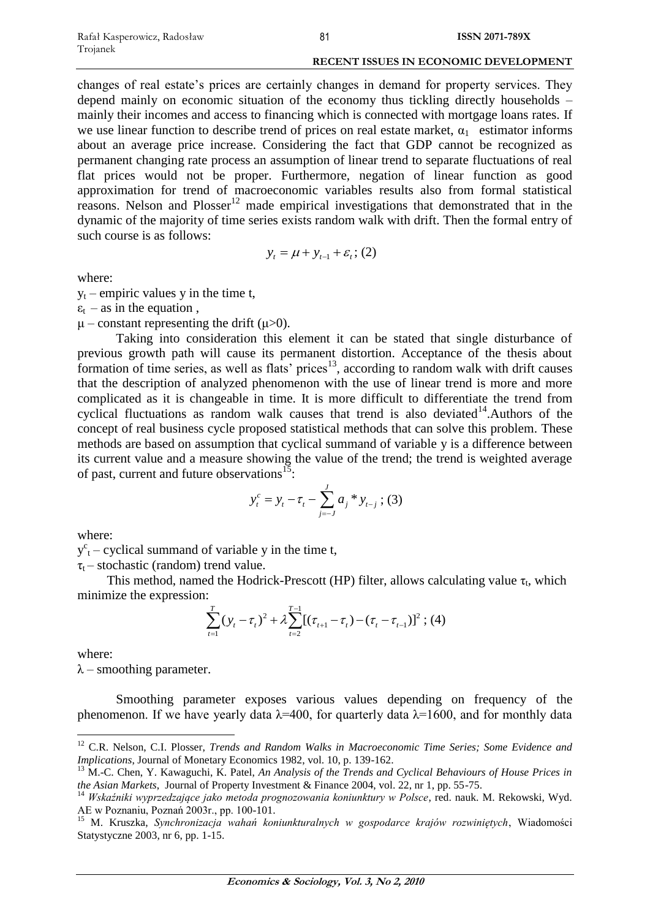changes of real estate's prices are certainly changes in demand for property services. They depend mainly on economic situation of the economy thus tickling directly households – mainly their incomes and access to financing which is connected with mortgage loans rates. If we use linear function to describe trend of prices on real estate market, $\alpha_1$ estimator informs about an average price increase. Considering the fact that GDP cannot be recognized as permanent changing rate process an assumption of linear trend to separate fluctuations of real flat prices would not be proper. Furthermore, negation of linear function as good approximation for trend of macroeconomic variables results also from formal statistical reasons. Nelson and Plosser[12] made empirical investigations that demonstrated that in the dynamic of the majority of time series exists random walk with drift. Then the formal entry of such course is as follows:

$$y_t = \mu + y_{t-1} + \varepsilon_t \,; (2)$$

where:

$y_t$ – empiric values y in the time t,

$\varepsilon_t$ – as in the equation ,

$\mu$ – constant representing the drift ($\mu$>0).

Taking into consideration this element it can be stated that single disturbance of previous growth path will cause its permanent distortion. Acceptance of the thesis about formation of time series, as well as flats' prices[13], according to random walk with drift causes that the description of analyzed phenomenon with the use of linear trend is more and more complicated as it is changeable in time. It is more difficult to differentiate the trend from cyclical fluctuations as random walk causes that trend is also deviated[14].Authors of the concept of real business cycle proposed statistical methods that can solve this problem. These methods are based on assumption that cyclical summand of variable y is a difference between its current value and a measure showing the value of the trend; the trend is weighted average of past, current and future observations[15]:

$$y_t^c = y_t - \tau_t - \sum_{j=-J}^{J} a_j * y_{t-j} \,; (3)$$

where:

$y^c_t$ – cyclical summand of variable y in the time t,

$\tau_t$ – stochastic (random) trend value.

This method, named the Hodrick-Prescott (HP) filter, allows calculating value $\tau_t$, which minimize the expression:

$$\sum_{t=1}^{T} (y_t - \tau_t)^2 + \lambda \sum_{t=2}^{T-1} [(\tau_{t+1} - \tau_t) - (\tau_t - \tau_{t-1})]^2 \,; (4)$$

where:

$\lambda$ – smoothing parameter.

Smoothing parameter exposes various values depending on frequency of the phenomenon. If we have yearly data $\lambda$=400, for quarterly data $\lambda$=1600, and for monthly data

---

[12] C.R. Nelson, C.I. Plosser, *Trends and Random Walks in Macroeconomic Time Series; Some Evidence and Implications*, Journal of Monetary Economics 1982, vol. 10, p. 139-162.

[13] M.-C. Chen, Y. Kawaguchi, K. Patel, *An Analysis of the Trends and Cyclical Behaviours of House Prices in the Asian Markets*, Journal of Property Investment & Finance 2004, vol. 22, nr 1, pp. 55-75.

[14] *Wskaźniki wyprzedzające jako metoda prognozowania koniunktury w Polsce*, red. nauk. M. Rekowski, Wyd. AE w Poznaniu, Poznań 2003r., pp. 100-101.

[15] M. Kruszka, *Synchronizacja wahań koniunkturalnych w gospodarce krajów rozwiniętych*, Wiadomości Statystyczne 2003, nr 6, pp. 1-15.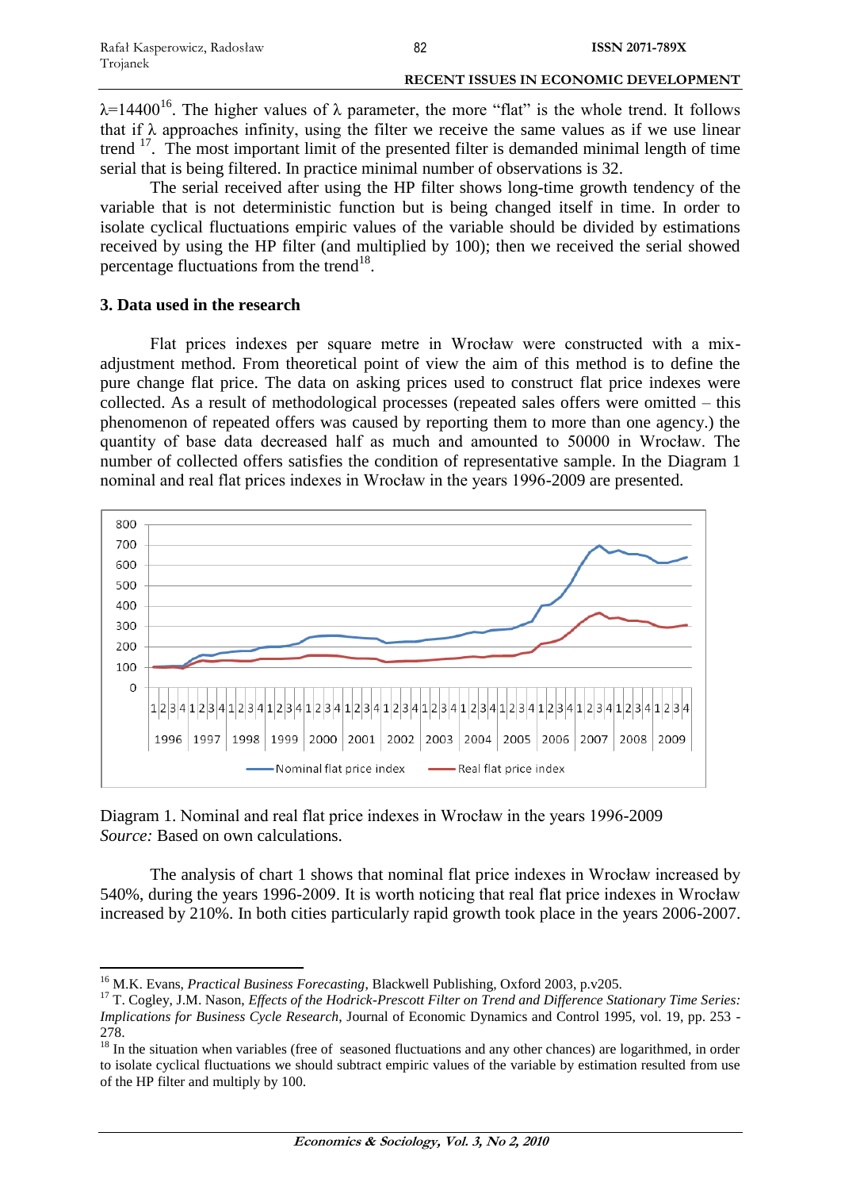$\lambda$=14400[16]. The higher values of $\lambda$ parameter, the more "flat" is the whole trend. It follows that if $\lambda$ approaches infinity, using the filter we receive the same values as if we use linear trend [17]. The most important limit of the presented filter is demanded minimal length of time serial that is being filtered. In practice minimal number of observations is 32.

The serial received after using the HP filter shows long-time growth tendency of the variable that is not deterministic function but is being changed itself in time. In order to isolate cyclical fluctuations empiric values of the variable should be divided by estimations received by using the HP filter (and multiplied by 100); then we received the serial showed percentage fluctuations from the trend[18].

### 3. Data used in the research

Flat prices indexes per square metre in Wrocław were constructed with a mix-adjustment method. From theoretical point of view the aim of this method is to define the pure change flat price. The data on asking prices used to construct flat price indexes were collected. As a result of methodological processes (repeated sales offers were omitted – this phenomenon of repeated offers was caused by reporting them to more than one agency.) the quantity of base data decreased half as much and amounted to 50000 in Wrocław. The number of collected offers satisfies the condition of representative sample. In the Diagram 1 nominal and real flat prices indexes in Wrocław in the years 1996-2009 are presented.

Diagram 1. Nominal and real flat price indexes in Wrocław in the years 1996-2009
*Source:* Based on own calculations.

The analysis of chart 1 shows that nominal flat price indexes in Wrocław increased by 540%, during the years 1996-2009. It is worth noticing that real flat price indexes in Wrocław increased by 210%. In both cities particularly rapid growth took place in the years 2006-2007.

---

[16] M.K. Evans, *Practical Business Forecasting*, Blackwell Publishing, Oxford 2003, p.v205.

[17] T. Cogley, J.M. Nason, *Effects of the Hodrick-Prescott Filter on Trend and Difference Stationary Time Series: Implications for Business Cycle Research*, Journal of Economic Dynamics and Control 1995, vol. 19, pp. 253 - 278.

[18] In the situation when variables (free of seasoned fluctuations and any other chances) are logarithmed, in order to isolate cyclical fluctuations we should subtract empiric values of the variable by estimation resulted from use of the HP filter and multiply by 100.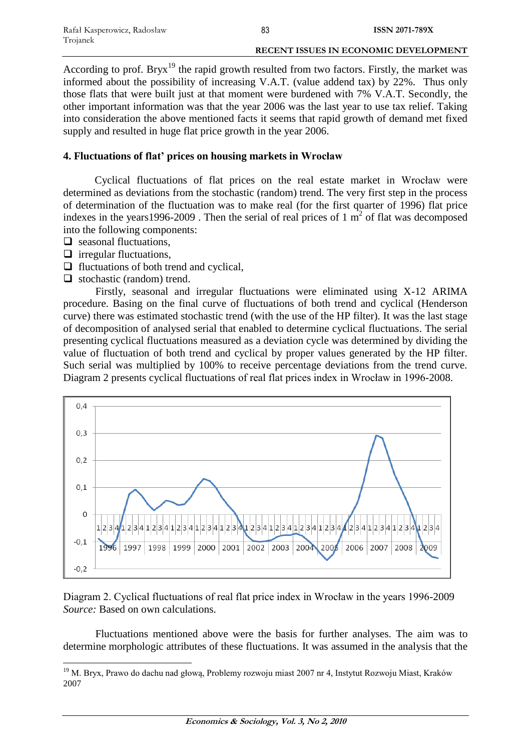According to prof. Bryx[19] the rapid growth resulted from two factors. Firstly, the market was informed about the possibility of increasing V.A.T. (value addend tax) by 22%. Thus only those flats that were built just at that moment were burdened with 7% V.A.T. Secondly, the other important information was that the year 2006 was the last year to use tax relief. Taking into consideration the above mentioned facts it seems that rapid growth of demand met fixed supply and resulted in huge flat price growth in the year 2006.

## 4. Fluctuations of flat' prices on housing markets in Wrocław

Cyclical fluctuations of flat prices on the real estate market in Wrocław were determined as deviations from the stochastic (random) trend. The very first step in the process of determination of the fluctuation was to make real (for the first quarter of 1996) flat price indexes in the years1996-2009 . Then the serial of real prices of 1 $m^2$ of flat was decomposed into the following components:

- seasonal fluctuations,
- irregular fluctuations,
- fluctuations of both trend and cyclical,
- stochastic (random) trend.

Firstly, seasonal and irregular fluctuations were eliminated using X-12 ARIMA procedure. Basing on the final curve of fluctuations of both trend and cyclical (Henderson curve) there was estimated stochastic trend (with the use of the HP filter). It was the last stage of decomposition of analysed serial that enabled to determine cyclical fluctuations. The serial presenting cyclical fluctuations measured as a deviation cycle was determined by dividing the value of fluctuation of both trend and cyclical by proper values generated by the HP filter. Such serial was multiplied by 100% to receive percentage deviations from the trend curve. Diagram 2 presents cyclical fluctuations of real flat prices index in Wrocław in 1996-2008.

Diagram 2. Cyclical fluctuations of real flat price index in Wrocław in the years 1996-2009
*Source:* Based on own calculations.

Fluctuations mentioned above were the basis for further analyses. The aim was to determine morphologic attributes of these fluctuations. It was assumed in the analysis that the

[19] M. Bryx, Prawo do dachu nad głową, Problemy rozwoju miast 2007 nr 4, Instytut Rozwoju Miast, Kraków 2007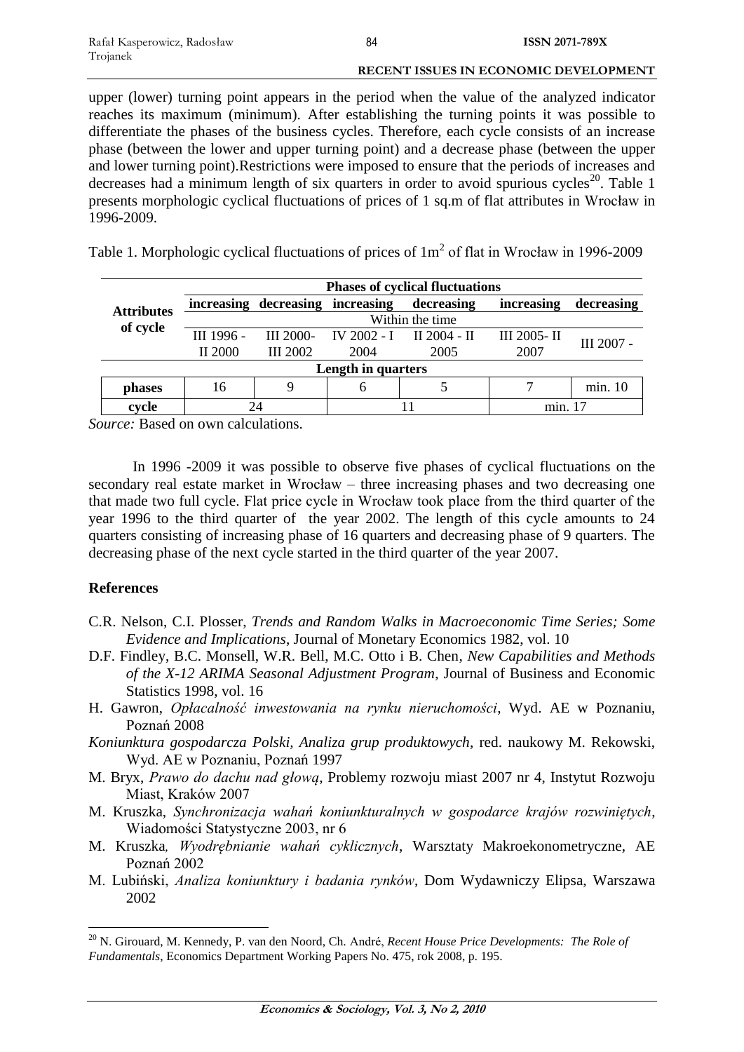upper (lower) turning point appears in the period when the value of the analyzed indicator reaches its maximum (minimum). After establishing the turning points it was possible to differentiate the phases of the business cycles. Therefore, each cycle consists of an increase phase (between the lower and upper turning point) and a decrease phase (between the upper and lower turning point).Restrictions were imposed to ensure that the periods of increases and decreases had a minimum length of six quarters in order to avoid spurious cycles[20]. Table 1 presents morphologic cyclical fluctuations of prices of 1 sq.m of flat attributes in Wrocław in 1996-2009.

Table 1. Morphologic cyclical fluctuations of prices of $1m^2$ of flat in Wrocław in 1996-2009

| Attributes of cycle | Phases of cyclical fluctuations | | | | | |
|---|---|---|---|---|---|---|
| | increasing | decreasing | increasing | decreasing | increasing | decreasing |
| | Within the time | | | | | |
| | III 1996 - II 2000 | III 2000- III 2002 | IV 2002 - I 2004 | II 2004 - II 2005 | III 2005- II 2007 | III 2007 - |
| Length in quarters | | | | | | |
| phases | 16 | 9 | 6 | 5 | 7 | min. 10 |
| cycle | 24 | | 11 | | min. 17 | |

*Source:* Based on own calculations.

In 1996 -2009 it was possible to observe five phases of cyclical fluctuations on the secondary real estate market in Wrocław – three increasing phases and two decreasing one that made two full cycle. Flat price cycle in Wrocław took place from the third quarter of the year 1996 to the third quarter of the year 2002. The length of this cycle amounts to 24 quarters consisting of increasing phase of 16 quarters and decreasing phase of 9 quarters. The decreasing phase of the next cycle started in the third quarter of the year 2007.

## References

C.R. Nelson, C.I. Plosser, *Trends and Random Walks in Macroeconomic Time Series; Some Evidence and Implications*, Journal of Monetary Economics 1982, vol. 10

D.F. Findley, B.C. Monsell, W.R. Bell, M.C. Otto i B. Chen, *New Capabilities and Methods of the X-12 ARIMA Seasonal Adjustment Program*, Journal of Business and Economic Statistics 1998, vol. 16

H. Gawron, *Opłacalność inwestowania na rynku nieruchomości*, Wyd. AE w Poznaniu, Poznań 2008

*Koniunktura gospodarcza Polski, Analiza grup produktowych*, red. naukowy M. Rekowski, Wyd. AE w Poznaniu, Poznań 1997

M. Bryx, *Prawo do dachu nad głową*, Problemy rozwoju miast 2007 nr 4, Instytut Rozwoju Miast, Kraków 2007

M. Kruszka, *Synchronizacja wahań koniunkturalnych w gospodarce krajów rozwiniętych*, Wiadomości Statystyczne 2003, nr 6

M. Kruszka, *Wyodrębnianie wahań cyklicznych*, Warsztaty Makroekonometryczne, AE Poznań 2002

M. Lubiński, *Analiza koniunktury i badania rynków*, Dom Wydawniczy Elipsa, Warszawa 2002

---

[20] N. Girouard, M. Kennedy, P. van den Noord, Ch. André, *Recent House Price Developments: The Role of Fundamentals*, Economics Department Working Papers No. 475, rok 2008, p. 195.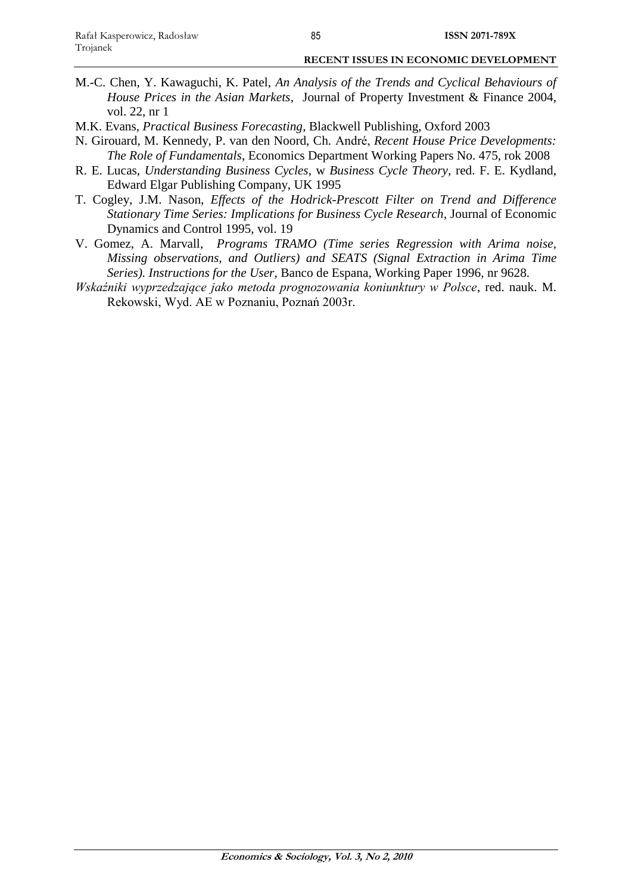M.-C. Chen, Y. Kawaguchi, K. Patel, *An Analysis of the Trends and Cyclical Behaviours of House Prices in the Asian Markets*, Journal of Property Investment & Finance 2004, vol. 22, nr 1

M.K. Evans, *Practical Business Forecasting*, Blackwell Publishing, Oxford 2003

N. Girouard, M. Kennedy, P. van den Noord, Ch. André, *Recent House Price Developments: The Role of Fundamentals*, Economics Department Working Papers No. 475, rok 2008

R. E. Lucas, *Understanding Business Cycles*, w *Business Cycle Theory*, red. F. E. Kydland, Edward Elgar Publishing Company, UK 1995

T. Cogley, J.M. Nason, *Effects of the Hodrick-Prescott Filter on Trend and Difference Stationary Time Series: Implications for Business Cycle Research*, Journal of Economic Dynamics and Control 1995, vol. 19

V. Gomez, A. Marvall, *Programs TRAMO (Time series Regression with Arima noise, Missing observations, and Outliers) and SEATS (Signal Extraction in Arima Time Series). Instructions for the User*, Banco de Espana, Working Paper 1996, nr 9628.

*Wskaźniki wyprzedzające jako metoda prognozowania koniunktury w Polsce*, red. nauk. M. Rekowski, Wyd. AE w Poznaniu, Poznań 2003r.